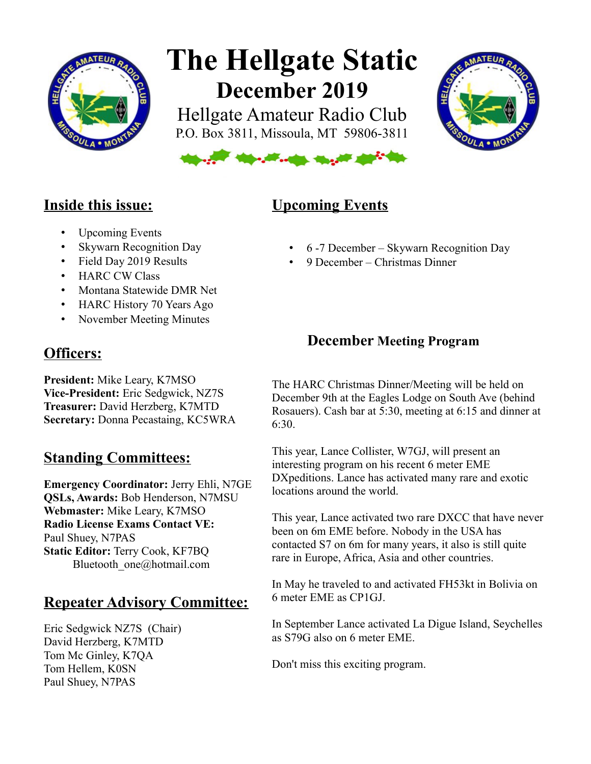# The Hellgate Static

## December 2019

Hellgate Amateur Radio Club

P.O. Box 3811, Missoula, MT 59806-3811

## Inside this issue:

- Upcoming Events
- Skywarn Recognition Day
- Field Day 2019 Results
- HARC CW Class
- Montana Statewide DMR Net
- HARC History 70 Years Ago
- November Meeting Minutes

## Officers:

**President:** Mike Leary, K7MSO
**Vice-President:** Eric Sedgwick, NZ7S
**Treasurer:** David Herzberg, K7MTD
**Secretary:** Donna Pecastaing, KC5WRA

## Standing Committees:

**Emergency Coordinator:** Jerry Ehli, N7GE
**QSLs, Awards:** Bob Henderson, N7MSU
**Webmaster:** Mike Leary, K7MSO
**Radio License Exams Contact VE:** Paul Shuey, N7PAS
**Static Editor:** Terry Cook, KF7BQ
Bluetooth_one@hotmail.com

## Repeater Advisory Committee:

Eric Sedgwick NZ7S (Chair)
David Herzberg, K7MTD
Tom Mc Ginley, K7QA
Tom Hellem, K0SN
Paul Shuey, N7PAS

## Upcoming Events

- 6 -7 December – Skywarn Recognition Day
- 9 December – Christmas Dinner

### December Meeting Program

The HARC Christmas Dinner/Meeting will be held on December 9th at the Eagles Lodge on South Ave (behind Rosauers). Cash bar at 5:30, meeting at 6:15 and dinner at 6:30.

This year, Lance Collister, W7GJ, will present an interesting program on his recent 6 meter EME DXpeditions. Lance has activated many rare and exotic locations around the world.

This year, Lance activated two rare DXCC that have never been on 6m EME before. Nobody in the USA has contacted S7 on 6m for many years, it also is still quite rare in Europe, Africa, Asia and other countries.

In May he traveled to and activated FH53kt in Bolivia on 6 meter EME as CP1GJ.

In September Lance activated La Digue Island, Seychelles as S79G also on 6 meter EME.

Don't miss this exciting program.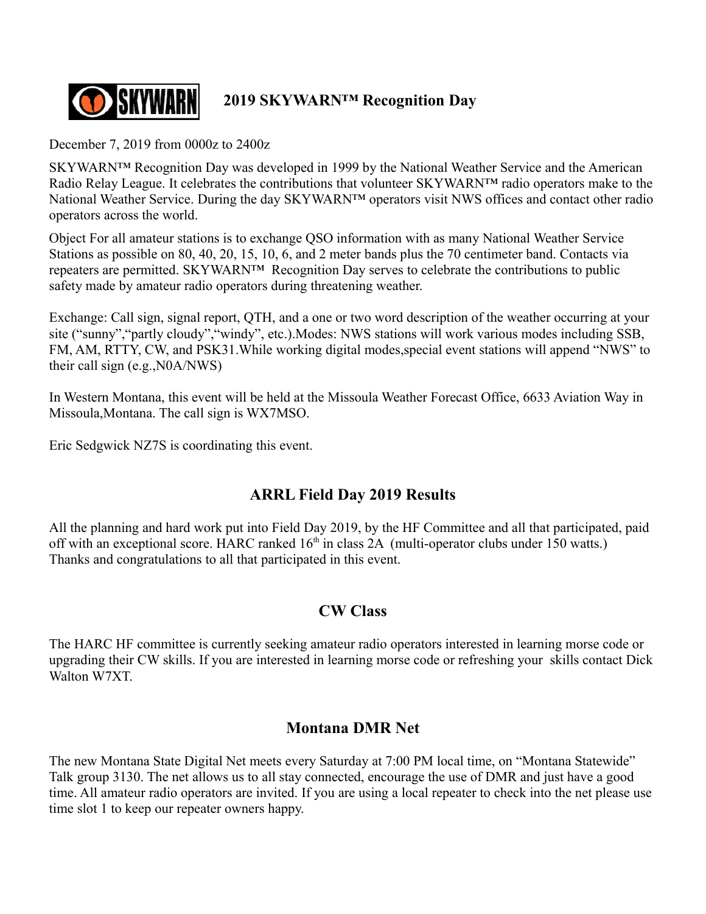## 2019 SKYWARN™ Recognition Day

December 7, 2019 from 0000z to 2400z

SKYWARN™ Recognition Day was developed in 1999 by the National Weather Service and the American Radio Relay League. It celebrates the contributions that volunteer SKYWARN™ radio operators make to the National Weather Service. During the day SKYWARN™ operators visit NWS offices and contact other radio operators across the world.

Object For all amateur stations is to exchange QSO information with as many National Weather Service Stations as possible on 80, 40, 20, 15, 10, 6, and 2 meter bands plus the 70 centimeter band. Contacts via repeaters are permitted. SKYWARN™ Recognition Day serves to celebrate the contributions to public safety made by amateur radio operators during threatening weather.

Exchange: Call sign, signal report, QTH, and a one or two word description of the weather occurring at your site (“sunny”,“partly cloudy”,“windy”, etc.).Modes: NWS stations will work various modes including SSB, FM, AM, RTTY, CW, and PSK31.While working digital modes,special event stations will append “NWS” to their call sign (e.g.,N0A/NWS)

In Western Montana, this event will be held at the Missoula Weather Forecast Office, 6633 Aviation Way in Missoula,Montana. The call sign is WX7MSO.

Eric Sedgwick NZ7S is coordinating this event.

## ARRL Field Day 2019 Results

All the planning and hard work put into Field Day 2019, by the HF Committee and all that participated, paid off with an exceptional score. HARC ranked 16th in class 2A (multi-operator clubs under 150 watts.) Thanks and congratulations to all that participated in this event.

## CW Class

The HARC HF committee is currently seeking amateur radio operators interested in learning morse code or upgrading their CW skills. If you are interested in learning morse code or refreshing your skills contact Dick Walton W7XT.

## Montana DMR Net

The new Montana State Digital Net meets every Saturday at 7:00 PM local time, on “Montana Statewide” Talk group 3130. The net allows us to all stay connected, encourage the use of DMR and just have a good time. All amateur radio operators are invited. If you are using a local repeater to check into the net please use time slot 1 to keep our repeater owners happy.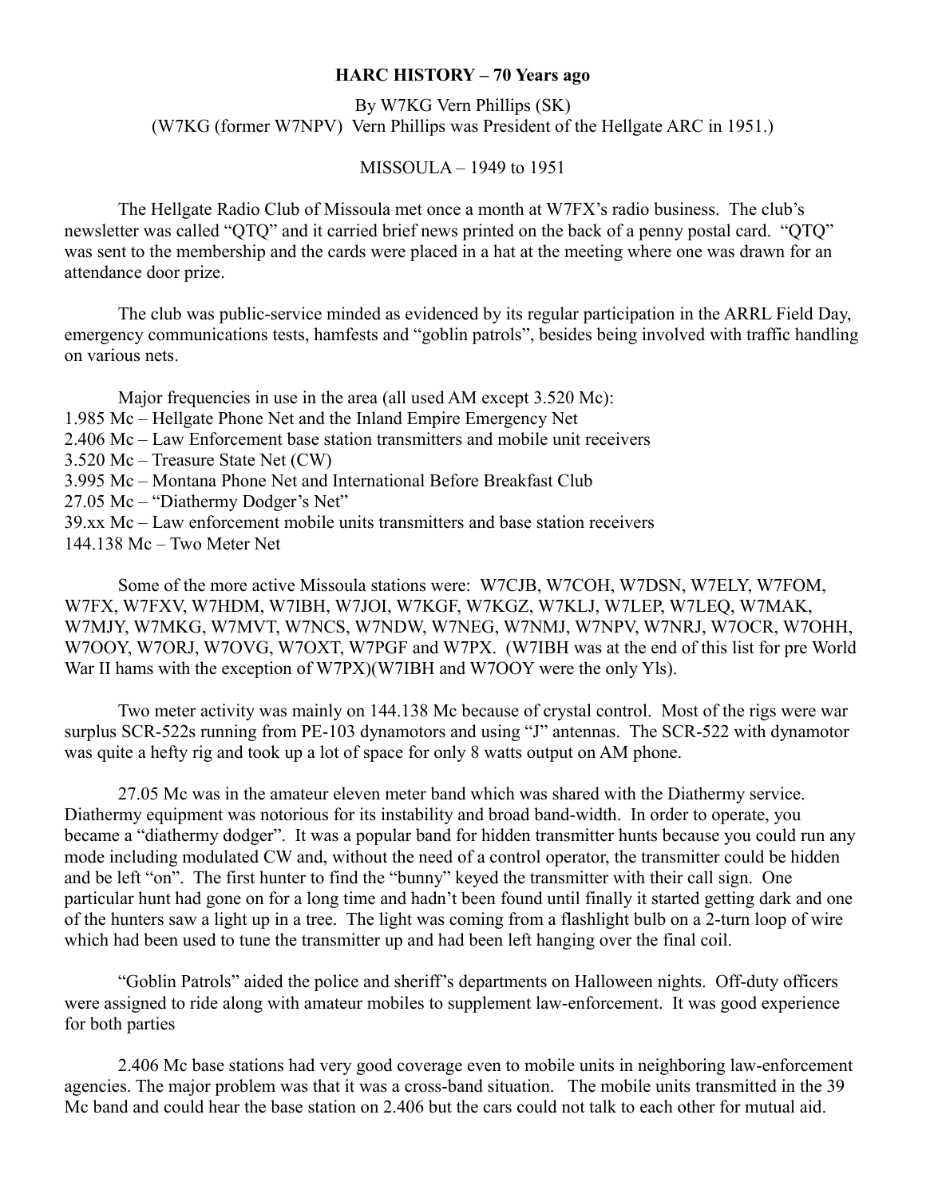**HARC HISTORY – 70 Years ago**

By W7KG Vern Phillips (SK)
(W7KG (former W7NPV) Vern Phillips was President of the Hellgate ARC in 1951.)

MISSOULA – 1949 to 1951

The Hellgate Radio Club of Missoula met once a month at W7FX's radio business. The club's newsletter was called "QTQ" and it carried brief news printed on the back of a penny postal card. "QTQ" was sent to the membership and the cards were placed in a hat at the meeting where one was drawn for an attendance door prize.

The club was public-service minded as evidenced by its regular participation in the ARRL Field Day, emergency communications tests, hamfests and "goblin patrols", besides being involved with traffic handling on various nets.

Major frequencies in use in the area (all used AM except 3.520 Mc):
1.985 Mc – Hellgate Phone Net and the Inland Empire Emergency Net
2.406 Mc – Law Enforcement base station transmitters and mobile unit receivers
3.520 Mc – Treasure State Net (CW)
3.995 Mc – Montana Phone Net and International Before Breakfast Club
27.05 Mc – "Diathermy Dodger's Net"
39.xx Mc – Law enforcement mobile units transmitters and base station receivers
144.138 Mc – Two Meter Net

Some of the more active Missoula stations were: W7CJB, W7COH, W7DSN, W7ELY, W7FOM, W7FX, W7FXV, W7HDM, W7IBH, W7JOI, W7KGF, W7KGZ, W7KLJ, W7LEP, W7LEQ, W7MAK, W7MJY, W7MKG, W7MVT, W7NCS, W7NDW, W7NEG, W7NMJ, W7NPV, W7NRJ, W7OCR, W7OHH, W7OOY, W7ORJ, W7OVG, W7OXT, W7PGF and W7PX. (W7IBH was at the end of this list for pre World War II hams with the exception of W7PX)(W7IBH and W7OOY were the only Yls).

Two meter activity was mainly on 144.138 Mc because of crystal control. Most of the rigs were war surplus SCR-522s running from PE-103 dynamotors and using "J" antennas. The SCR-522 with dynamotor was quite a hefty rig and took up a lot of space for only 8 watts output on AM phone.

27.05 Mc was in the amateur eleven meter band which was shared with the Diathermy service. Diathermy equipment was notorious for its instability and broad band-width. In order to operate, you became a "diathermy dodger". It was a popular band for hidden transmitter hunts because you could run any mode including modulated CW and, without the need of a control operator, the transmitter could be hidden and be left "on". The first hunter to find the "bunny" keyed the transmitter with their call sign. One particular hunt had gone on for a long time and hadn't been found until finally it started getting dark and one of the hunters saw a light up in a tree. The light was coming from a flashlight bulb on a 2-turn loop of wire which had been used to tune the transmitter up and had been left hanging over the final coil.

"Goblin Patrols" aided the police and sheriff's departments on Halloween nights. Off-duty officers were assigned to ride along with amateur mobiles to supplement law-enforcement. It was good experience for both parties

2.406 Mc base stations had very good coverage even to mobile units in neighboring law-enforcement agencies. The major problem was that it was a cross-band situation. The mobile units transmitted in the 39 Mc band and could hear the base station on 2.406 but the cars could not talk to each other for mutual aid.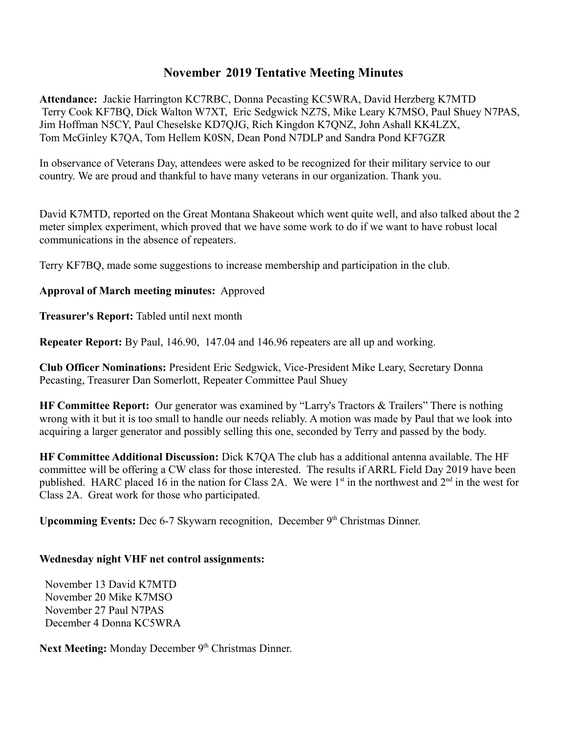# November 2019 Tentative Meeting Minutes

**Attendance:** Jackie Harrington KC7RBC, Donna Pecasting KC5WRA, David Herzberg K7MTD Terry Cook KF7BQ, Dick Walton W7XT, Eric Sedgwick NZ7S, Mike Leary K7MSO, Paul Shuey N7PAS, Jim Hoffman N5CY, Paul Cheselske KD7QJG, Rich Kingdon K7QNZ, John Ashall KK4LZX, Tom McGinley K7QA, Tom Hellem K0SN, Dean Pond N7DLP and Sandra Pond KF7GZR

In observance of Veterans Day, attendees were asked to be recognized for their military service to our country. We are proud and thankful to have many veterans in our organization. Thank you.

David K7MTD, reported on the Great Montana Shakeout which went quite well, and also talked about the 2 meter simplex experiment, which proved that we have some work to do if we want to have robust local communications in the absence of repeaters.

Terry KF7BQ, made some suggestions to increase membership and participation in the club.

**Approval of March meeting minutes:** Approved

**Treasurer's Report:** Tabled until next month

**Repeater Report:** By Paul, 146.90, 147.04 and 146.96 repeaters are all up and working.

**Club Officer Nominations:** President Eric Sedgwick, Vice-President Mike Leary, Secretary Donna Pecasting, Treasurer Dan Somerlott, Repeater Committee Paul Shuey

**HF Committee Report:** Our generator was examined by "Larry's Tractors & Trailers" There is nothing wrong with it but it is too small to handle our needs reliably. A motion was made by Paul that we look into acquiring a larger generator and possibly selling this one, seconded by Terry and passed by the body.

**HF Committee Additional Discussion:** Dick K7QA The club has a additional antenna available. The HF committee will be offering a CW class for those interested. The results if ARRL Field Day 2019 have been published. HARC placed 16 in the nation for Class 2A. We were 1st in the northwest and 2nd in the west for Class 2A. Great work for those who participated.

**Upcomming Events:** Dec 6-7 Skywarn recognition, December 9th Christmas Dinner.

**Wednesday night VHF net control assignments:**

November 13 David K7MTD
November 20 Mike K7MSO
November 27 Paul N7PAS
December 4 Donna KC5WRA

**Next Meeting:** Monday December 9th Christmas Dinner.